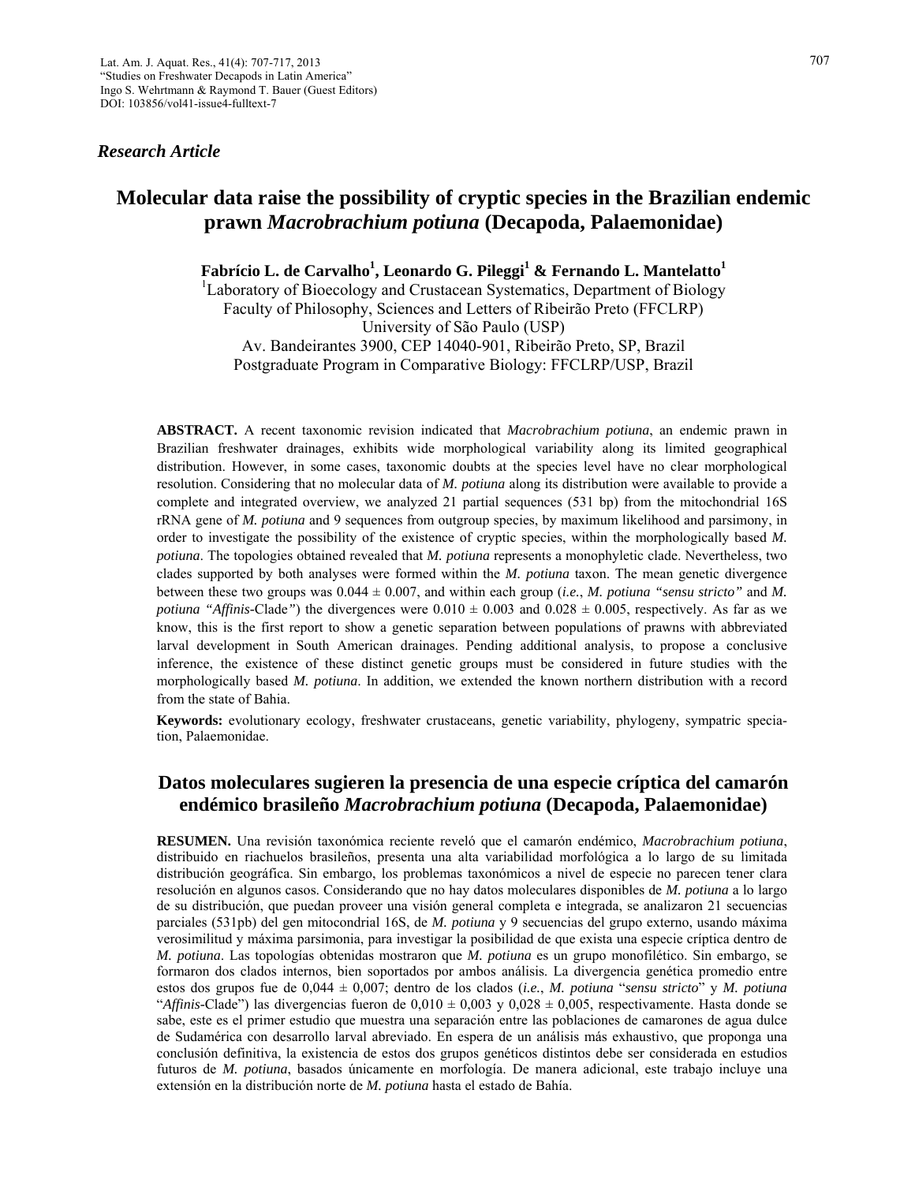*Research Article*

# Molecular data raise the possibility of cryptic species in the Brazilian endemic prawn *Macrobrachium potiuna* (Decapoda, Palaemonidae)

**Fabrício L. de Carvalho[1], Leonardo G. Pileggi[1] & Fernando L. Mantelatto[1]**

[1]Laboratory of Bioecology and Crustacean Systematics, Department of Biology
Faculty of Philosophy, Sciences and Letters of Ribeirão Preto (FFCLRP)
University of São Paulo (USP)
Av. Bandeirantes 3900, CEP 14040-901, Ribeirão Preto, SP, Brazil
Postgraduate Program in Comparative Biology: FFCLRP/USP, Brazil

**ABSTRACT.** A recent taxonomic revision indicated that *Macrobrachium potiuna*, an endemic prawn in Brazilian freshwater drainages, exhibits wide morphological variability along its limited geographical distribution. However, in some cases, taxonomic doubts at the species level have no clear morphological resolution. Considering that no molecular data of *M. potiuna* along its distribution were available to provide a complete and integrated overview, we analyzed 21 partial sequences (531 bp) from the mitochondrial 16S rRNA gene of *M. potiuna* and 9 sequences from outgroup species, by maximum likelihood and parsimony, in order to investigate the possibility of the existence of cryptic species, within the morphologically based *M. potiuna*. The topologies obtained revealed that *M. potiuna* represents a monophyletic clade. Nevertheless, two clades supported by both analyses were formed within the *M. potiuna* taxon. The mean genetic divergence between these two groups was 0.044 ± 0.007, and within each group (*i.e.*, *M. potiuna "sensu stricto"* and *M. potiuna "Affinis*-Clade*"*) the divergences were 0.010 ± 0.003 and 0.028 ± 0.005, respectively. As far as we know, this is the first report to show a genetic separation between populations of prawns with abbreviated larval development in South American drainages. Pending additional analysis, to propose a conclusive inference, the existence of these distinct genetic groups must be considered in future studies with the morphologically based *M. potiuna*. In addition, we extended the known northern distribution with a record from the state of Bahia.

**Keywords:** evolutionary ecology, freshwater crustaceans, genetic variability, phylogeny, sympatric speciation, Palaemonidae.

## Datos moleculares sugieren la presencia de una especie críptica del camarón endémico brasileño *Macrobrachium potiuna* (Decapoda, Palaemonidae)

**RESUMEN.** Una revisión taxonómica reciente reveló que el camarón endémico, *Macrobrachium potiuna*, distribuido en riachuelos brasileños, presenta una alta variabilidad morfológica a lo largo de su limitada distribución geográfica. Sin embargo, los problemas taxonómicos a nivel de especie no parecen tener clara resolución en algunos casos. Considerando que no hay datos moleculares disponibles de *M. potiuna* a lo largo de su distribución, que puedan proveer una visión general completa e integrada, se analizaron 21 secuencias parciales (531pb) del gen mitocondrial 16S, de *M. potiuna* y 9 secuencias del grupo externo, usando máxima verosimilitud y máxima parsimonia, para investigar la posibilidad de que exista una especie críptica dentro de *M. potiuna*. Las topologías obtenidas mostraron que *M. potiuna* es un grupo monofilético. Sin embargo, se formaron dos clados internos, bien soportados por ambos análisis. La divergencia genética promedio entre estos dos grupos fue de 0,044 ± 0,007; dentro de los clados (*i.e.*, *M. potiuna* "*sensu stricto*" y *M. potiuna* "*Affinis*-Clade") las divergencias fueron de 0,010 ± 0,003 y 0,028 ± 0,005, respectivamente. Hasta donde se sabe, este es el primer estudio que muestra una separación entre las poblaciones de camarones de agua dulce de Sudamérica con desarrollo larval abreviado. En espera de un análisis más exhaustivo, que proponga una conclusión definitiva, la existencia de estos dos grupos genéticos distintos debe ser considerada en estudios futuros de *M. potiuna*, basados únicamente en morfología. De manera adicional, este trabajo incluye una extensión en la distribución norte de *M. potiuna* hasta el estado de Bahía.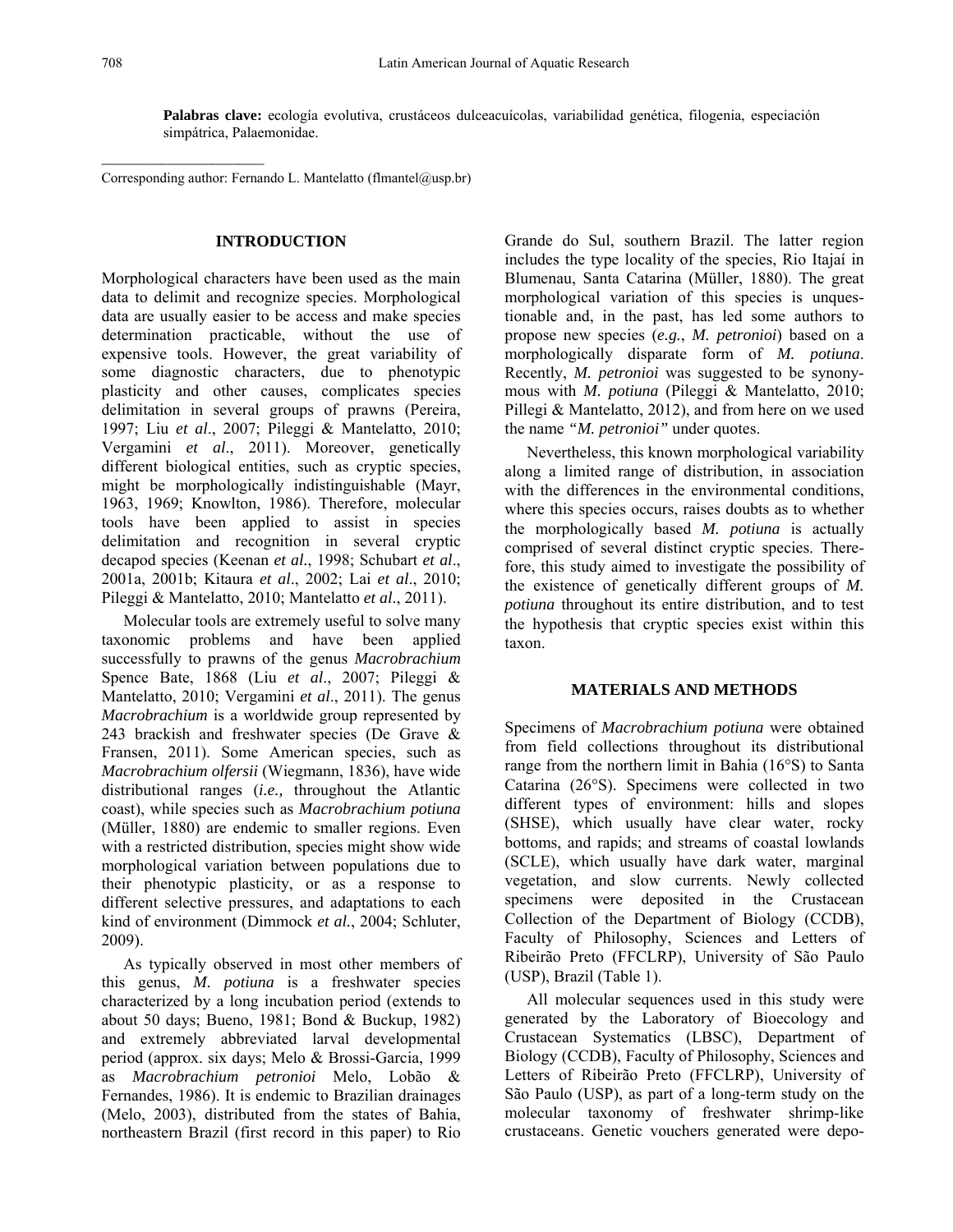**Palabras clave:** ecología evolutiva, crustáceos dulceacuícolas, variabilidad genética, filogenia, especiación simpátrica, Palaemonidae.

Corresponding author: Fernando L. Mantelatto (flmantel@usp.br)

## INTRODUCTION

Morphological characters have been used as the main data to delimit and recognize species. Morphological data are usually easier to be access and make species determination practicable, without the use of expensive tools. However, the great variability of some diagnostic characters, due to phenotypic plasticity and other causes, complicates species delimitation in several groups of prawns (Pereira, 1997; Liu *et al*., 2007; Pileggi & Mantelatto, 2010; Vergamini *et al*., 2011). Moreover, genetically different biological entities, such as cryptic species, might be morphologically indistinguishable (Mayr, 1963, 1969; Knowlton, 1986). Therefore, molecular tools have been applied to assist in species delimitation and recognition in several cryptic decapod species (Keenan *et al*., 1998; Schubart *et al*., 2001a, 2001b; Kitaura *et al*., 2002; Lai *et al*., 2010; Pileggi & Mantelatto, 2010; Mantelatto *et al*., 2011).

Molecular tools are extremely useful to solve many taxonomic problems and have been applied successfully to prawns of the genus *Macrobrachium* Spence Bate, 1868 (Liu *et al*., 2007; Pileggi & Mantelatto, 2010; Vergamini *et al*., 2011). The genus *Macrobrachium* is a worldwide group represented by 243 brackish and freshwater species (De Grave & Fransen, 2011). Some American species, such as *Macrobrachium olfersii* (Wiegmann, 1836), have wide distributional ranges (*i.e.,* throughout the Atlantic coast), while species such as *Macrobrachium potiuna* (Müller, 1880) are endemic to smaller regions. Even with a restricted distribution, species might show wide morphological variation between populations due to their phenotypic plasticity, or as a response to different selective pressures, and adaptations to each kind of environment (Dimmock *et al.*, 2004; Schluter, 2009).

As typically observed in most other members of this genus, *M. potiuna* is a freshwater species characterized by a long incubation period (extends to about 50 days; Bueno, 1981; Bond & Buckup, 1982) and extremely abbreviated larval developmental period (approx. six days; Melo & Brossi-Garcia, 1999 as *Macrobrachium petronioi* Melo, Lobão & Fernandes, 1986). It is endemic to Brazilian drainages (Melo, 2003), distributed from the states of Bahia, northeastern Brazil (first record in this paper) to Rio Grande do Sul, southern Brazil. The latter region includes the type locality of the species, Rio Itajaí in Blumenau, Santa Catarina (Müller, 1880). The great morphological variation of this species is unquestionable and, in the past, has led some authors to propose new species (*e.g.*, *M. petronioi*) based on a morphologically disparate form of *M. potiuna*. Recently, *M. petronioi* was suggested to be synonymous with *M. potiuna* (Pileggi & Mantelatto, 2010; Pillegi & Mantelatto, 2012), and from here on we used the name *"M. petronioi"* under quotes.

Nevertheless, this known morphological variability along a limited range of distribution, in association with the differences in the environmental conditions, where this species occurs, raises doubts as to whether the morphologically based *M. potiuna* is actually comprised of several distinct cryptic species. Therefore, this study aimed to investigate the possibility of the existence of genetically different groups of *M. potiuna* throughout its entire distribution, and to test the hypothesis that cryptic species exist within this taxon.

## MATERIALS AND METHODS

Specimens of *Macrobrachium potiuna* were obtained from field collections throughout its distributional range from the northern limit in Bahia (16°S) to Santa Catarina (26°S). Specimens were collected in two different types of environment: hills and slopes (SHSE), which usually have clear water, rocky bottoms, and rapids; and streams of coastal lowlands (SCLE), which usually have dark water, marginal vegetation, and slow currents. Newly collected specimens were deposited in the Crustacean Collection of the Department of Biology (CCDB), Faculty of Philosophy, Sciences and Letters of Ribeirão Preto (FFCLRP), University of São Paulo (USP), Brazil (Table 1).

All molecular sequences used in this study were generated by the Laboratory of Bioecology and Crustacean Systematics (LBSC), Department of Biology (CCDB), Faculty of Philosophy, Sciences and Letters of Ribeirão Preto (FFCLRP), University of São Paulo (USP), as part of a long-term study on the molecular taxonomy of freshwater shrimp-like crustaceans. Genetic vouchers generated were depo-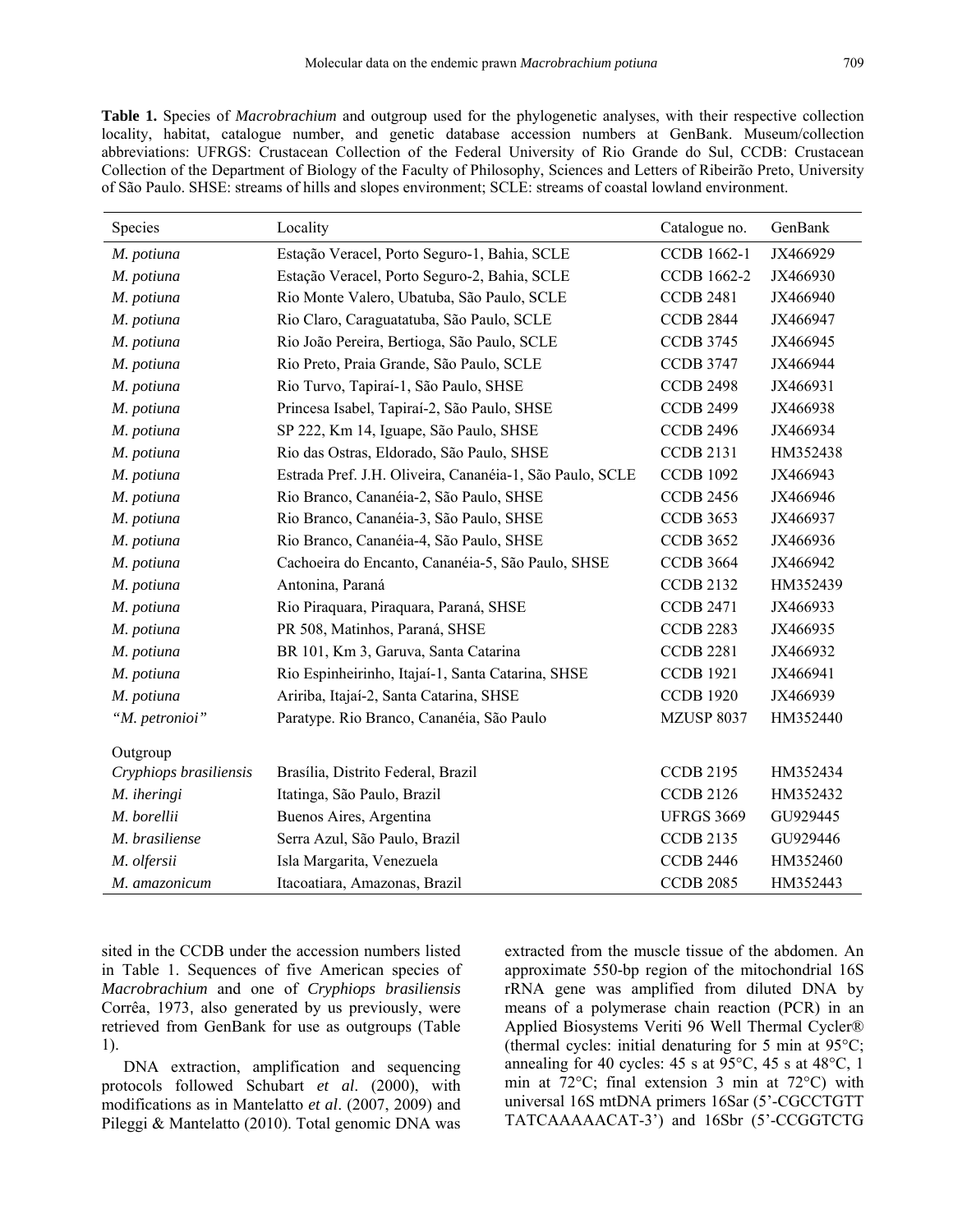**Table 1.** Species of *Macrobrachium* and outgroup used for the phylogenetic analyses, with their respective collection locality, habitat, catalogue number, and genetic database accession numbers at GenBank. Museum/collection abbreviations: UFRGS: Crustacean Collection of the Federal University of Rio Grande do Sul, CCDB: Crustacean Collection of the Department of Biology of the Faculty of Philosophy, Sciences and Letters of Ribeirão Preto, University of São Paulo. SHSE: streams of hills and slopes environment; SCLE: streams of coastal lowland environment.

| Species | Locality | Catalogue no. | GenBank |
|---|---|---|---|
| *M. potiuna* | Estação Veracel, Porto Seguro-1, Bahia, SCLE | CCDB 1662-1 | JX466929 |
| *M. potiuna* | Estação Veracel, Porto Seguro-2, Bahia, SCLE | CCDB 1662-2 | JX466930 |
| *M. potiuna* | Rio Monte Valero, Ubatuba, São Paulo, SCLE | CCDB 2481 | JX466940 |
| *M. potiuna* | Rio Claro, Caraguatatuba, São Paulo, SCLE | CCDB 2844 | JX466947 |
| *M. potiuna* | Rio João Pereira, Bertioga, São Paulo, SCLE | CCDB 3745 | JX466945 |
| *M. potiuna* | Rio Preto, Praia Grande, São Paulo, SCLE | CCDB 3747 | JX466944 |
| *M. potiuna* | Rio Turvo, Tapiraí-1, São Paulo, SHSE | CCDB 2498 | JX466931 |
| *M. potiuna* | Princesa Isabel, Tapiraí-2, São Paulo, SHSE | CCDB 2499 | JX466938 |
| *M. potiuna* | SP 222, Km 14, Iguape, São Paulo, SHSE | CCDB 2496 | JX466934 |
| *M. potiuna* | Rio das Ostras, Eldorado, São Paulo, SHSE | CCDB 2131 | HM352438 |
| *M. potiuna* | Estrada Pref. J.H. Oliveira, Cananéia-1, São Paulo, SCLE | CCDB 1092 | JX466943 |
| *M. potiuna* | Rio Branco, Cananéia-2, São Paulo, SHSE | CCDB 2456 | JX466946 |
| *M. potiuna* | Rio Branco, Cananéia-3, São Paulo, SHSE | CCDB 3653 | JX466937 |
| *M. potiuna* | Rio Branco, Cananéia-4, São Paulo, SHSE | CCDB 3652 | JX466936 |
| *M. potiuna* | Cachoeira do Encanto, Cananéia-5, São Paulo, SHSE | CCDB 3664 | JX466942 |
| *M. potiuna* | Antonina, Paraná | CCDB 2132 | HM352439 |
| *M. potiuna* | Rio Piraquara, Piraquara, Paraná, SHSE | CCDB 2471 | JX466933 |
| *M. potiuna* | PR 508, Matinhos, Paraná, SHSE | CCDB 2283 | JX466935 |
| *M. potiuna* | BR 101, Km 3, Garuva, Santa Catarina | CCDB 2281 | JX466932 |
| *M. potiuna* | Rio Espinheirinho, Itajaí-1, Santa Catarina, SHSE | CCDB 1921 | JX466941 |
| *M. potiuna* | Aririba, Itajaí-2, Santa Catarina, SHSE | CCDB 1920 | JX466939 |
| *"M. petronioi"* | Paratype. Rio Branco, Cananéia, São Paulo | MZUSP 8037 | HM352440 |
| Outgroup | | | |
| *Cryphiops brasiliensis* | Brasília, Distrito Federal, Brazil | CCDB 2195 | HM352434 |
| *M. iheringi* | Itatinga, São Paulo, Brazil | CCDB 2126 | HM352432 |
| *M. borellii* | Buenos Aires, Argentina | UFRGS 3669 | GU929445 |
| *M. brasiliense* | Serra Azul, São Paulo, Brazil | CCDB 2135 | GU929446 |
| *M. olfersii* | Isla Margarita, Venezuela | CCDB 2446 | HM352460 |
| *M. amazonicum* | Itacoatiara, Amazonas, Brazil | CCDB 2085 | HM352443 |

sited in the CCDB under the accession numbers listed in Table 1. Sequences of five American species of *Macrobrachium* and one of *Cryphiops brasiliensis* Corrêa, 1973, also generated by us previously, were retrieved from GenBank for use as outgroups (Table 1).

DNA extraction, amplification and sequencing protocols followed Schubart *et al*. (2000), with modifications as in Mantelatto *et al*. (2007, 2009) and Pileggi & Mantelatto (2010). Total genomic DNA was extracted from the muscle tissue of the abdomen. An approximate 550-bp region of the mitochondrial 16S rRNA gene was amplified from diluted DNA by means of a polymerase chain reaction (PCR) in an Applied Biosystems Veriti 96 Well Thermal Cycler® (thermal cycles: initial denaturing for 5 min at 95°C; annealing for 40 cycles: 45 s at 95°C, 45 s at 48°C, 1 min at 72°C; final extension 3 min at 72°C) with universal 16S mtDNA primers 16Sar (5'-CGCCTGTT TATCAAAAACAT-3') and 16Sbr (5'-CCGGTCTG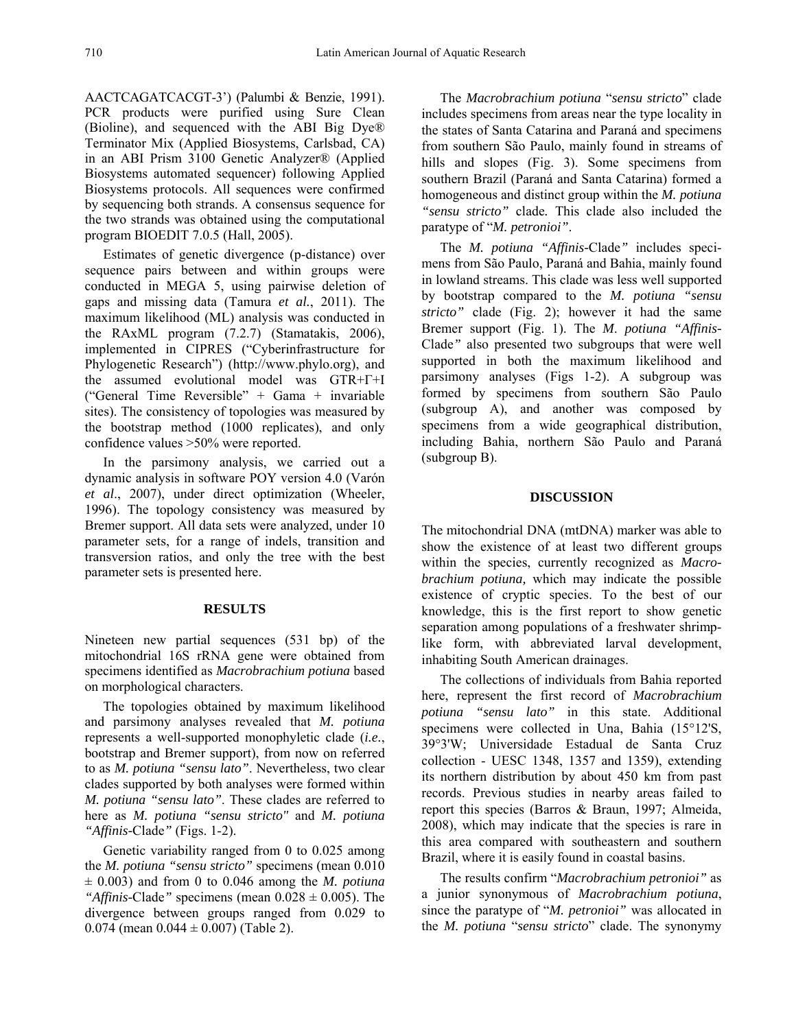AACTCAGATCACGT-3') (Palumbi & Benzie, 1991). PCR products were purified using Sure Clean (Bioline), and sequenced with the ABI Big Dye® Terminator Mix (Applied Biosystems, Carlsbad, CA) in an ABI Prism 3100 Genetic Analyzer® (Applied Biosystems automated sequencer) following Applied Biosystems protocols. All sequences were confirmed by sequencing both strands. A consensus sequence for the two strands was obtained using the computational program BIOEDIT 7.0.5 (Hall, 2005).

Estimates of genetic divergence (p-distance) over sequence pairs between and within groups were conducted in MEGA 5, using pairwise deletion of gaps and missing data (Tamura *et al.*, 2011). The maximum likelihood (ML) analysis was conducted in the RAxML program (7.2.7) (Stamatakis, 2006), implemented in CIPRES ("Cyberinfrastructure for Phylogenetic Research") (http://www.phylo.org), and the assumed evolutionary model was GTR+Γ+I ("General Time Reversible" + Gama + invariable sites). The consistency of topologies was measured by the bootstrap method (1000 replicates), and only confidence values >50% were reported.

In the parsimony analysis, we carried out a dynamic analysis in software POY version 4.0 (Varón *et al*., 2007), under direct optimization (Wheeler, 1996). The topology consistency was measured by Bremer support. All data sets were analyzed, under 10 parameter sets, for a range of indels, transition and transversion ratios, and only the tree with the best parameter sets is presented here.

## RESULTS

Nineteen new partial sequences (531 bp) of the mitochondrial 16S rRNA gene were obtained from specimens identified as *Macrobrachium potiuna* based on morphological characters.

The topologies obtained by maximum likelihood and parsimony analyses revealed that *M. potiuna* represents a well-supported monophyletic clade (*i.e.*, bootstrap and Bremer support), from now on referred to as *M. potiuna "sensu lato"*. Nevertheless, two clear clades supported by both analyses were formed within *M. potiuna "sensu lato"*. These clades are referred to here as *M. potiuna "sensu stricto"* and *M. potiuna "Affinis*-Clade*"* (Figs. 1-2).

Genetic variability ranged from 0 to 0.025 among the *M. potiuna "sensu stricto"* specimens (mean 0.010 ± 0.003) and from 0 to 0.046 among the *M. potiuna "Affinis*-Clade*"* specimens (mean 0.028 ± 0.005). The divergence between groups ranged from 0.029 to 0.074 (mean 0.044 ± 0.007) (Table 2).

The *Macrobrachium potiuna* "*sensu stricto*" clade includes specimens from areas near the type locality in the states of Santa Catarina and Paraná and specimens from southern São Paulo, mainly found in streams of hills and slopes (Fig. 3). Some specimens from southern Brazil (Paraná and Santa Catarina) formed a homogeneous and distinct group within the *M. potiuna "sensu stricto"* clade. This clade also included the paratype of "*M. petronioi"*.

The *M. potiuna "Affinis*-Clade*"* includes specimens from São Paulo, Paraná and Bahia, mainly found in lowland streams. This clade was less well supported by bootstrap compared to the *M. potiuna "sensu stricto"* clade (Fig. 2); however it had the same Bremer support (Fig. 1). The *M. potiuna "Affinis*-Clade*"* also presented two subgroups that were well supported in both the maximum likelihood and parsimony analyses (Figs 1-2). A subgroup was formed by specimens from southern São Paulo (subgroup A), and another was composed by specimens from a wide geographical distribution, including Bahia, northern São Paulo and Paraná (subgroup B).

## DISCUSSION

The mitochondrial DNA (mtDNA) marker was able to show the existence of at least two different groups within the species, currently recognized as *Macrobrachium potiuna,* which may indicate the possible existence of cryptic species. To the best of our knowledge, this is the first report to show genetic separation among populations of a freshwater shrimp-like form, with abbreviated larval development, inhabiting South American drainages.

The collections of individuals from Bahia reported here, represent the first record of *Macrobrachium potiuna "sensu lato"* in this state. Additional specimens were collected in Una, Bahia (15°12'S, 39°3'W; Universidade Estadual de Santa Cruz collection - UESC 1348, 1357 and 1359), extending its northern distribution by about 450 km from past records. Previous studies in nearby areas failed to report this species (Barros & Braun, 1997; Almeida, 2008), which may indicate that the species is rare in this area compared with southeastern and southern Brazil, where it is easily found in coastal basins.

The results confirm "*Macrobrachium petronioi"* as a junior synonymous of *Macrobrachium potiuna*, since the paratype of "*M. petronioi"* was allocated in the *M. potiuna* "*sensu stricto*" clade. The synonymy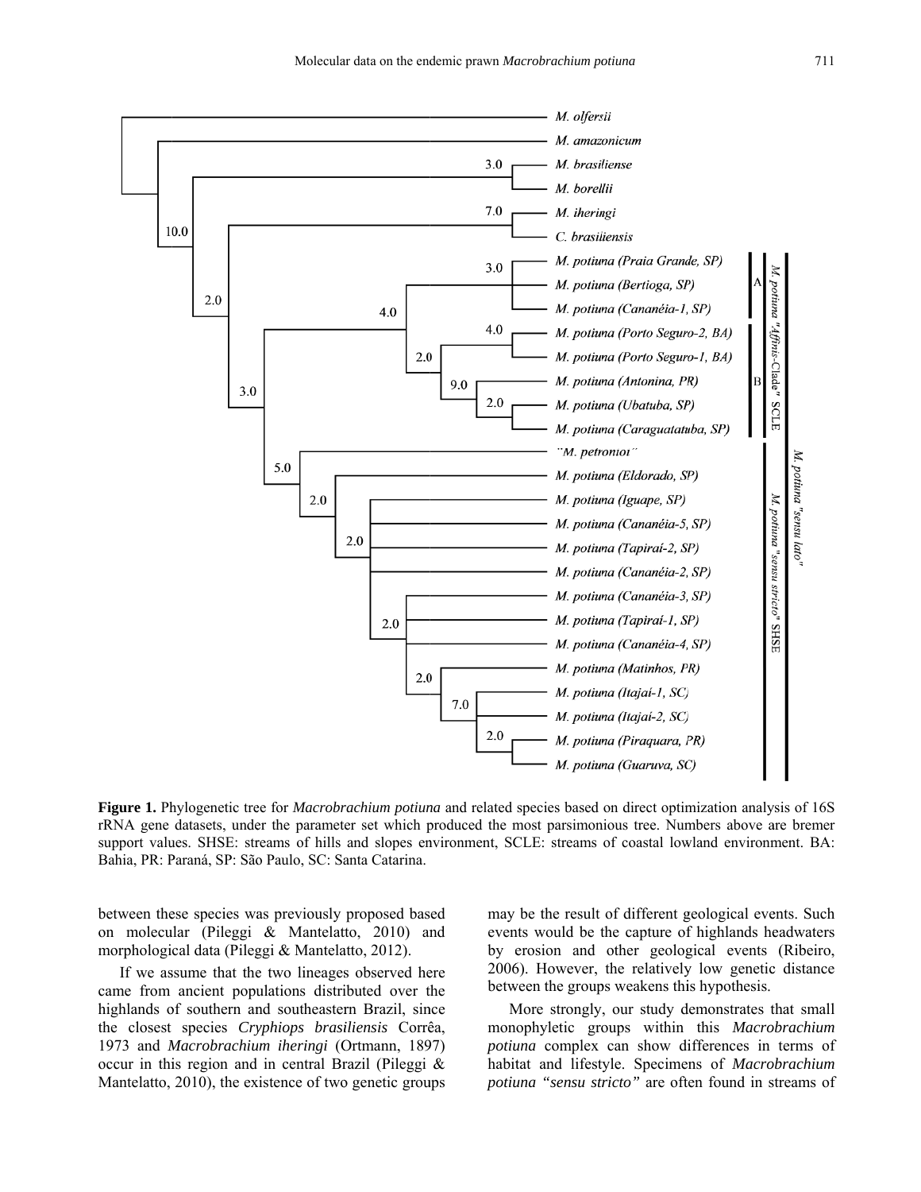**Figure 1.** Phylogenetic tree for *Macrobrachium potiuna* and related species based on direct optimization analysis of 16S rRNA gene datasets, under the parameter set which produced the most parsimonious tree. Numbers above are bremer support values. SHSE: streams of hills and slopes environment, SCLE: streams of coastal lowland environment. BA: Bahia, PR: Paraná, SP: São Paulo, SC: Santa Catarina.

between these species was previously proposed based on molecular (Pileggi & Mantelatto, 2010) and morphological data (Pileggi & Mantelatto, 2012).

If we assume that the two lineages observed here came from ancient populations distributed over the highlands of southern and southeastern Brazil, since the closest species *Cryphiops brasiliensis* Corrêa, 1973 and *Macrobrachium iheringi* (Ortmann, 1897) occur in this region and in central Brazil (Pileggi & Mantelatto, 2010), the existence of two genetic groups may be the result of different geological events. Such events would be the capture of highlands headwaters by erosion and other geological events (Ribeiro, 2006). However, the relatively low genetic distance between the groups weakens this hypothesis.

More strongly, our study demonstrates that small monophyletic groups within this *Macrobrachium potiuna* complex can show differences in terms of habitat and lifestyle. Specimens of *Macrobrachium potiuna "sensu stricto"* are often found in streams of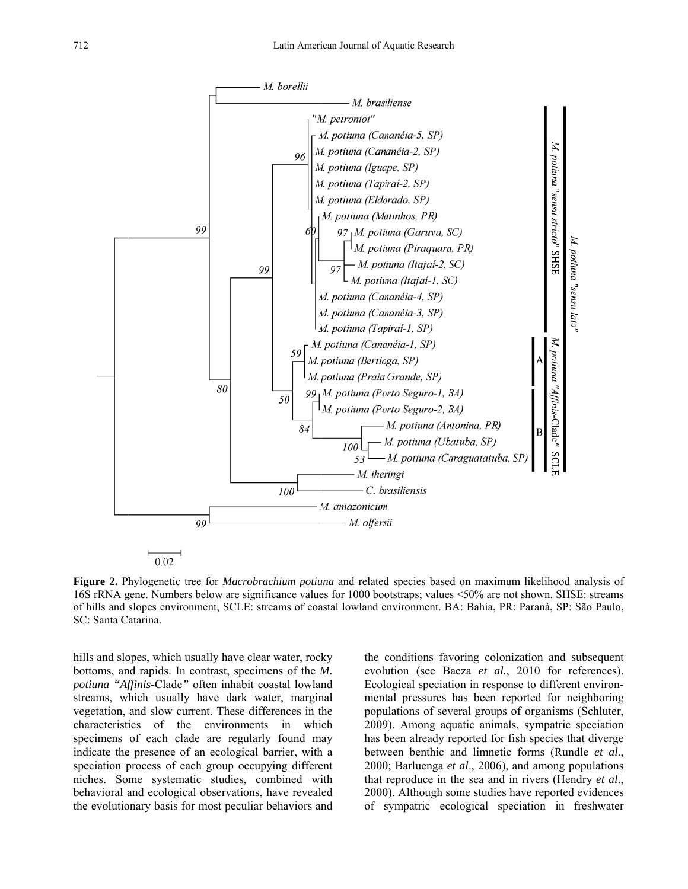**Figure 2.** Phylogenetic tree for *Macrobrachium potiuna* and related species based on maximum likelihood analysis of 16S rRNA gene. Numbers below are significance values for 1000 bootstraps; values <50% are not shown. SHSE: streams of hills and slopes environment, SCLE: streams of coastal lowland environment. BA: Bahia, PR: Paraná, SP: São Paulo, SC: Santa Catarina.

hills and slopes, which usually have clear water, rocky bottoms, and rapids. In contrast, specimens of the *M. potiuna "Affinis*-Clade*"* often inhabit coastal lowland streams, which usually have dark water, marginal vegetation, and slow current. These differences in the characteristics of the environments in which specimens of each clade are regularly found may indicate the presence of an ecological barrier, with a speciation process of each group occupying different niches. Some systematic studies, combined with behavioral and ecological observations, have revealed the evolutionary basis for most peculiar behaviors and the conditions favoring colonization and subsequent evolution (see Baeza *et al.*, 2010 for references). Ecological speciation in response to different environmental pressures has been reported for neighboring populations of several groups of organisms (Schluter, 2009). Among aquatic animals, sympatric speciation has been already reported for fish species that diverge between benthic and limnetic forms (Rundle *et al*., 2000; Barluenga *et al*., 2006), and among populations that reproduce in the sea and in rivers (Hendry *et al*., 2000). Although some studies have reported evidences of sympatric ecological speciation in freshwater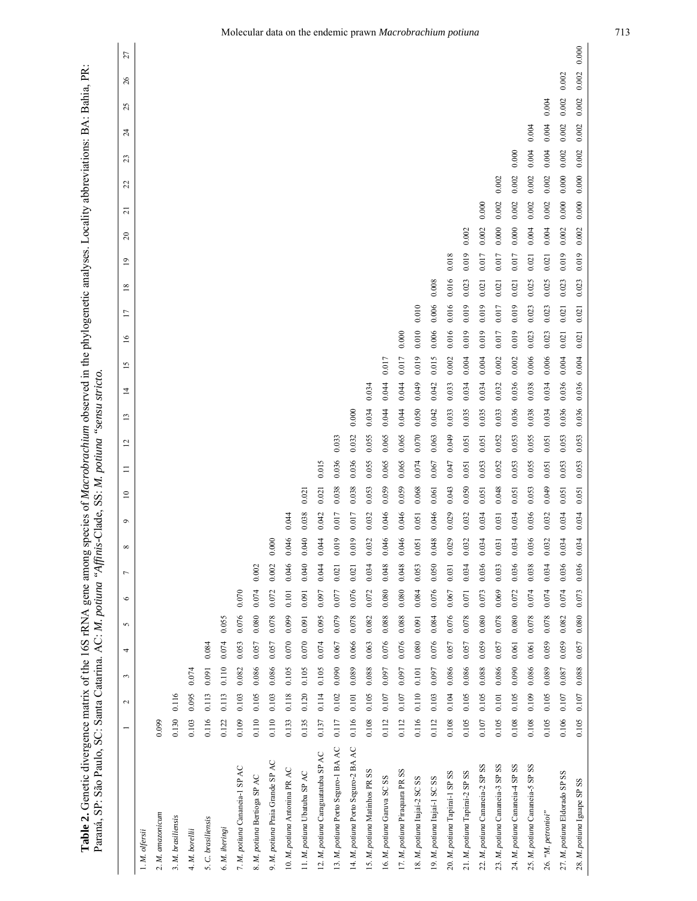**Table 2.** Genetic divergence matrix of the 16S rRNA gene among species of *Macrobrachium* observed in the phylogenetic analyses. Locality abbreviations: BA: Bahia, PR: Paraná, SP: São Paulo, SC: Santa Catarina. AC: *M. potiuna "Affinis*-Clade, SS: *M. potiuna "sensu stricto*.

| | 1 | 2 | 3 | 4 | 5 | 6 | 7 | 8 | 9 | 10 | 11 | 12 | 13 | 14 | 15 | 16 | 17 | 18 | 19 | 20 | 21 | 22 | 23 | 24 | 25 | 26 | 27 |
|---|---|---|---|---|---|---|---|---|---|---|---|---|---|---|---|---|---|---|---|---|---|---|---|---|---|---|---|
| 1. *M. olfersii* | | | | | | | | | | | | | | | | | | | | | | | | | | | |
| 2. *M. amazonicum* | 0.099 | | | | | | | | | | | | | | | | | | | | | | | | | | |
| 3. *M. brasiliensis* | 0.130 | 0.116 | | | | | | | | | | | | | | | | | | | | | | | | | |
| 4. *M. borellii* | 0.103 | 0.095 | 0.074 | | | | | | | | | | | | | | | | | | | | | | | | |
| 5. *C. brasiliensis* | 0.116 | 0.113 | 0.091 | 0.084 | | | | | | | | | | | | | | | | | | | | | | | |
| 6. *M. iheringi* | 0.122 | 0.113 | 0.110 | 0.074 | 0.055 | | | | | | | | | | | | | | | | | | | | | | |
| 7. *M. potiuna* Cananeia-1 SP AC | 0.109 | 0.103 | 0.082 | 0.053 | 0.076 | 0.070 | | | | | | | | | | | | | | | | | | | | | |
| 8. *M. potiuna* Bertioga SP AC | 0.110 | 0.105 | 0.086 | 0.057 | 0.080 | 0.074 | 0.002 | | | | | | | | | | | | | | | | | | | | |
| 9. *M. potiuna* Praia Grande SP AC | 0.110 | 0.103 | 0.086 | 0.057 | 0.078 | 0.072 | 0.002 | 0.000 | | | | | | | | | | | | | | | | | | | |
| 10. *M. potiuna* Antonina PR AC | 0.133 | 0.118 | 0.105 | 0.070 | 0.099 | 0.101 | 0.046 | 0.046 | 0.044 | | | | | | | | | | | | | | | | | | |
| 11. *M. potiuna* Ubatuba SP AC | 0.135 | 0.120 | 0.105 | 0.070 | 0.091 | 0.091 | 0.040 | 0.040 | 0.038 | 0.021 | | | | | | | | | | | | | | | | | |
| 12. *M. potiuna* Caraguatatuba SP AC | 0.137 | 0.114 | 0.105 | 0.074 | 0.095 | 0.097 | 0.044 | 0.044 | 0.042 | 0.021 | 0.015 | | | | | | | | | | | | | | | | |
| 13. *M. potiuna* Porto Seguro-1 BA AC | 0.117 | 0.102 | 0.090 | 0.067 | 0.079 | 0.077 | 0.021 | 0.019 | 0.017 | 0.038 | 0.036 | 0.033 | | | | | | | | | | | | | | | |
| 14. *M. potiuna* Porto Seguro-2 BA AC | 0.116 | 0.101 | 0.089 | 0.066 | 0.078 | 0.076 | 0.021 | 0.019 | 0.017 | 0.038 | 0.036 | 0.032 | 0.000 | | | | | | | | | | | | | | |
| 15. *M. potiuna* Matinhos PR SS | 0.108 | 0.105 | 0.088 | 0.063 | 0.082 | 0.072 | 0.034 | 0.032 | 0.032 | 0.053 | 0.055 | 0.055 | 0.034 | 0.034 | | | | | | | | | | | | | |
| 16. *M. potiuna* Garuva SC SS | 0.112 | 0.107 | 0.097 | 0.076 | 0.088 | 0.080 | 0.048 | 0.046 | 0.046 | 0.059 | 0.065 | 0.065 | 0.044 | 0.044 | 0.017 | | | | | | | | | | | | |
| 17. *M. potiuna* Piraquara PR SS | 0.112 | 0.107 | 0.097 | 0.076 | 0.088 | 0.080 | 0.048 | 0.046 | 0.046 | 0.059 | 0.065 | 0.065 | 0.044 | 0.044 | 0.017 | 0.000 | | | | | | | | | | | |
| 18. *M. potiuna* Itajaí-2 SC SS | 0.116 | 0.110 | 0.101 | 0.080 | 0.091 | 0.084 | 0.053 | 0.051 | 0.051 | 0.068 | 0.074 | 0.070 | 0.050 | 0.049 | 0.019 | 0.010 | 0.010 | | | | | | | | | | |
| 19. *M. potiuna* Itajaí-1 SC SS | 0.112 | 0.103 | 0.097 | 0.076 | 0.084 | 0.076 | 0.050 | 0.048 | 0.046 | 0.061 | 0.067 | 0.063 | 0.042 | 0.042 | 0.015 | 0.006 | 0.006 | 0.008 | | | | | | | | | |
| 20. *M. potiuna* Tapiraí-1 SP SS | 0.108 | 0.104 | 0.086 | 0.057 | 0.076 | 0.067 | 0.031 | 0.029 | 0.029 | 0.043 | 0.047 | 0.049 | 0.033 | 0.033 | 0.002 | 0.016 | 0.016 | 0.016 | 0.018 | | | | | | | | |
| 21. *M. potiuna* Tapiraí-2 SP SS | 0.105 | 0.105 | 0.086 | 0.057 | 0.078 | 0.071 | 0.034 | 0.032 | 0.032 | 0.050 | 0.051 | 0.051 | 0.035 | 0.034 | 0.004 | 0.019 | 0.019 | 0.023 | 0.019 | 0.002 | | | | | | | |
| 22. *M. potiuna* Cananeia-2 SP SS | 0.107 | 0.105 | 0.088 | 0.059 | 0.080 | 0.073 | 0.036 | 0.034 | 0.034 | 0.051 | 0.053 | 0.051 | 0.035 | 0.034 | 0.004 | 0.019 | 0.019 | 0.021 | 0.017 | 0.002 | 0.000 | | | | | | |
| 23. *M. potiuna* Cananeia-3 SP SS | 0.105 | 0.101 | 0.086 | 0.057 | 0.078 | 0.069 | 0.033 | 0.031 | 0.031 | 0.048 | 0.052 | 0.052 | 0.033 | 0.032 | 0.002 | 0.017 | 0.017 | 0.021 | 0.017 | 0.000 | 0.002 | 0.002 | | | | | |
| 24. *M. potiuna* Cananeia-4 SP SS | 0.108 | 0.105 | 0.090 | 0.061 | 0.080 | 0.072 | 0.036 | 0.034 | 0.034 | 0.051 | 0.053 | 0.053 | 0.036 | 0.036 | 0.002 | 0.019 | 0.019 | 0.021 | 0.017 | 0.000 | 0.002 | 0.002 | 0.000 | | | | |
| 25. *M. potiuna* Cananeia-5 SP SS | 0.108 | 0.109 | 0.086 | 0.061 | 0.078 | 0.074 | 0.038 | 0.036 | 0.036 | 0.053 | 0.055 | 0.055 | 0.038 | 0.038 | 0.006 | 0.023 | 0.023 | 0.025 | 0.021 | 0.004 | 0.002 | 0.002 | 0.004 | 0.004 | | | |
| 26. "*M. petronioi*" | 0.105 | 0.105 | 0.089 | 0.059 | 0.078 | 0.074 | 0.034 | 0.032 | 0.032 | 0.049 | 0.051 | 0.051 | 0.034 | 0.034 | 0.006 | 0.023 | 0.023 | 0.025 | 0.021 | 0.004 | 0.002 | 0.002 | 0.004 | 0.004 | 0.004 | | |
| 27. *M. potiuna* Eldorado SP SS | 0.106 | 0.107 | 0.087 | 0.059 | 0.082 | 0.074 | 0.036 | 0.034 | 0.034 | 0.051 | 0.053 | 0.053 | 0.036 | 0.036 | 0.004 | 0.021 | 0.021 | 0.023 | 0.019 | 0.002 | 0.000 | 0.000 | 0.002 | 0.002 | 0.002 | 0.002 | |
| 28. *M. potiuna* Iguape SP SS | 0.105 | 0.107 | 0.088 | 0.057 | 0.080 | 0.073 | 0.036 | 0.034 | 0.034 | 0.051 | 0.053 | 0.053 | 0.036 | 0.036 | 0.004 | 0.021 | 0.021 | 0.023 | 0.019 | 0.002 | 0.000 | 0.000 | 0.002 | 0.002 | 0.002 | 0.002 | 0.000 |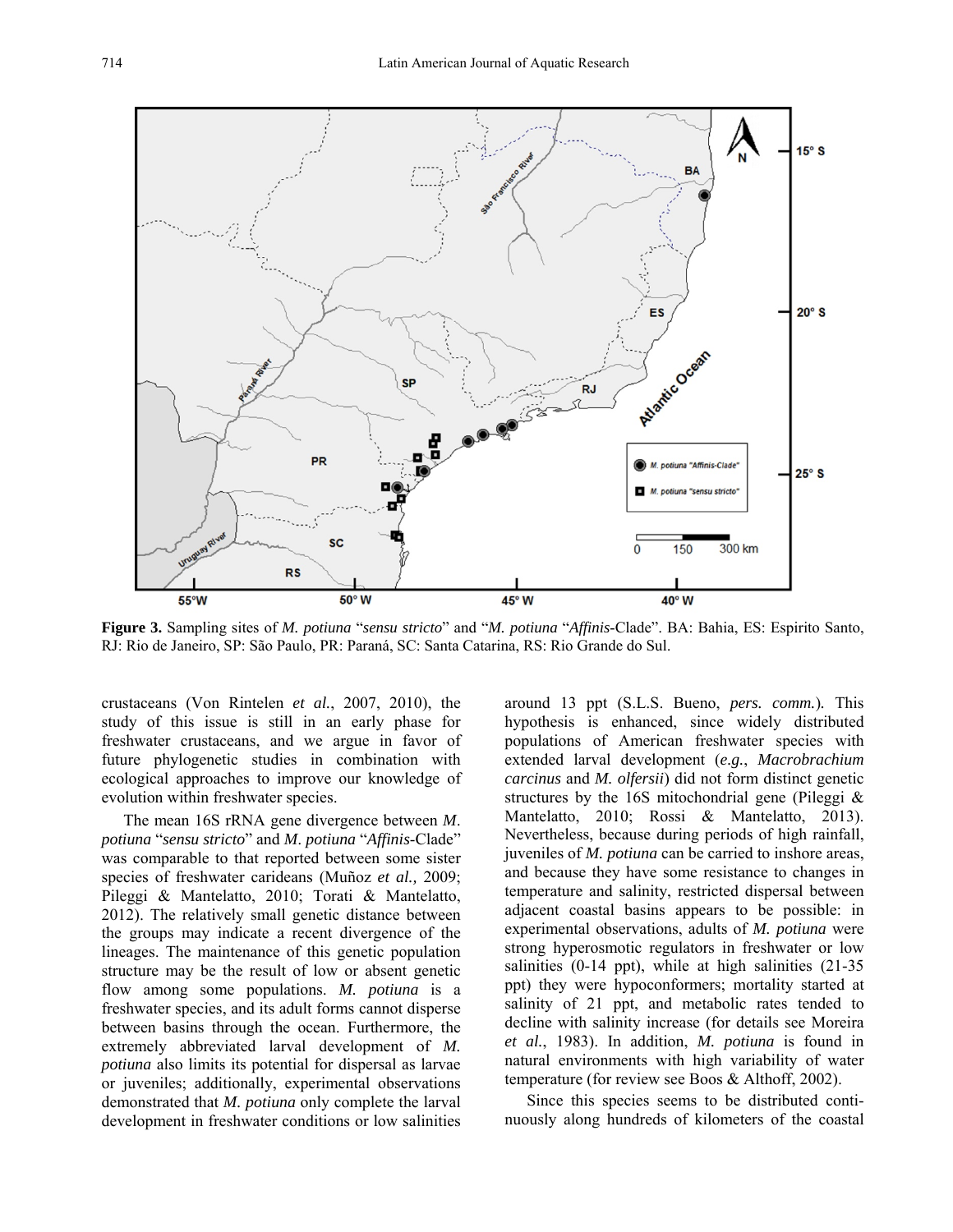**Figure 3.** Sampling sites of *M. potiuna* "*sensu stricto*" and "*M. potiuna* "*Affinis*-Clade". BA: Bahia, ES: Espirito Santo, RJ: Rio de Janeiro, SP: São Paulo, PR: Paraná, SC: Santa Catarina, RS: Rio Grande do Sul.

crustaceans (Von Rintelen *et al.*, 2007, 2010), the study of this issue is still in an early phase for freshwater crustaceans, and we argue in favor of future phylogenetic studies in combination with ecological approaches to improve our knowledge of evolution within freshwater species.

The mean 16S rRNA gene divergence between *M. potiuna* "*sensu stricto*" and *M. potiuna* "*Affinis*-Clade" was comparable to that reported between some sister species of freshwater carideans (Muñoz *et al.,* 2009; Pileggi & Mantelatto, 2010; Torati & Mantelatto, 2012). The relatively small genetic distance between the groups may indicate a recent divergence of the lineages. The maintenance of this genetic population structure may be the result of low or absent genetic flow among some populations. *M. potiuna* is a freshwater species, and its adult forms cannot disperse between basins through the ocean. Furthermore, the extremely abbreviated larval development of *M. potiuna* also limits its potential for dispersal as larvae or juveniles; additionally, experimental observations demonstrated that *M. potiuna* only complete the larval development in freshwater conditions or low salinities around 13 ppt (S.L.S. Bueno, *pers. comm.*). This hypothesis is enhanced, since widely distributed populations of American freshwater species with extended larval development (*e.g.*, *Macrobrachium carcinus* and *M. olfersii*) did not form distinct genetic structures by the 16S mitochondrial gene (Pileggi & Mantelatto, 2010; Rossi & Mantelatto, 2013). Nevertheless, because during periods of high rainfall, juveniles of *M. potiuna* can be carried to inshore areas, and because they have some resistance to changes in temperature and salinity, restricted dispersal between adjacent coastal basins appears to be possible: in experimental observations, adults of *M. potiuna* were strong hyperosmotic regulators in freshwater or low salinities (0-14 ppt), while at high salinities (21-35 ppt) they were hypoconformers; mortality started at salinity of 21 ppt, and metabolic rates tended to decline with salinity increase (for details see Moreira *et al.*, 1983). In addition, *M. potiuna* is found in natural environments with high variability of water temperature (for review see Boos & Althoff, 2002).

Since this species seems to be distributed continuously along hundreds of kilometers of the coastal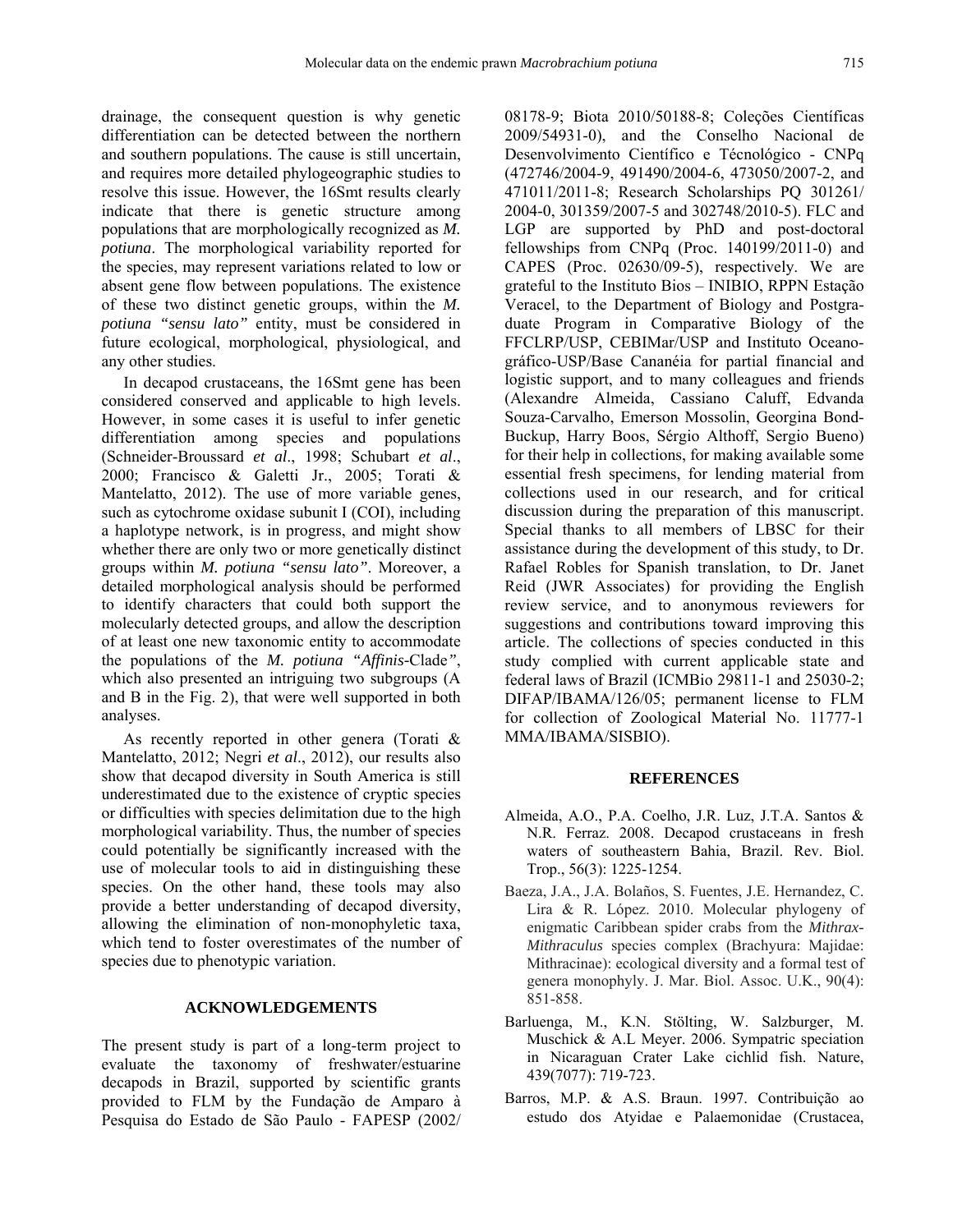drainage, the consequent question is why genetic differentiation can be detected between the northern and southern populations. The cause is still uncertain, and requires more detailed phylogeographic studies to resolve this issue. However, the 16Smt results clearly indicate that there is genetic structure among populations that are morphologically recognized as *M. potiuna*. The morphological variability reported for the species, may represent variations related to low or absent gene flow between populations. The existence of these two distinct genetic groups, within the *M. potiuna "sensu lato"* entity, must be considered in future ecological, morphological, physiological, and any other studies.

In decapod crustaceans, the 16Smt gene has been considered conserved and applicable to high levels. However, in some cases it is useful to infer genetic differentiation among species and populations (Schneider-Broussard *et al*., 1998; Schubart *et al*., 2000; Francisco & Galetti Jr., 2005; Torati & Mantelatto, 2012). The use of more variable genes, such as cytochrome oxidase subunit I (COI), including a haplotype network, is in progress, and might show whether there are only two or more genetically distinct groups within *M. potiuna "sensu lato"*. Moreover, a detailed morphological analysis should be performed to identify characters that could both support the molecularly detected groups, and allow the description of at least one new taxonomic entity to accommodate the populations of the *M. potiuna "Affinis*-Clade*"*, which also presented an intriguing two subgroups (A and B in the Fig. 2), that were well supported in both analyses.

As recently reported in other genera (Torati & Mantelatto, 2012; Negri *et al*., 2012), our results also show that decapod diversity in South America is still underestimated due to the existence of cryptic species or difficulties with species delimitation due to the high morphological variability. Thus, the number of species could potentially be significantly increased with the use of molecular tools to aid in distinguishing these species. On the other hand, these tools may also provide a better understanding of decapod diversity, allowing the elimination of non-monophyletic taxa, which tend to foster overestimates of the number of species due to phenotypic variation.

## ACKNOWLEDGEMENTS

The present study is part of a long-term project to evaluate the taxonomy of freshwater/estuarine decapods in Brazil, supported by scientific grants provided to FLM by the Fundação de Amparo à Pesquisa do Estado de São Paulo - FAPESP (2002/08178-9; Biota 2010/50188-8; Coleções Científicas 2009/54931-0), and the Conselho Nacional de Desenvolvimento Científico e Técnológico - CNPq (472746/2004-9, 491490/2004-6, 473050/2007-2, and 471011/2011-8; Research Scholarships PQ 301261/2004-0, 301359/2007-5 and 302748/2010-5). FLC and LGP are supported by PhD and post-doctoral fellowships from CNPq (Proc. 140199/2011-0) and CAPES (Proc. 02630/09-5), respectively. We are grateful to the Instituto Bios – INIBIO, RPPN Estação Veracel, to the Department of Biology and Postgraduate Program in Comparative Biology of the FFCLRP/USP, CEBIMar/USP and Instituto Oceanográfico-USP/Base Cananéia for partial financial and logistic support, and to many colleagues and friends (Alexandre Almeida, Cassiano Caluff, Edvanda Souza-Carvalho, Emerson Mossolin, Georgina Bond-Buckup, Harry Boos, Sérgio Althoff, Sergio Bueno) for their help in collections, for making available some essential fresh specimens, for lending material from collections used in our research, and for critical discussion during the preparation of this manuscript. Special thanks to all members of LBSC for their assistance during the development of this study, to Dr. Rafael Robles for Spanish translation, to Dr. Janet Reid (JWR Associates) for providing the English review service, and to anonymous reviewers for suggestions and contributions toward improving this article. The collections of species conducted in this study complied with current applicable state and federal laws of Brazil (ICMBio 29811-1 and 25030-2; DIFAP/IBAMA/126/05; permanent license to FLM for collection of Zoological Material No. 11777-1 MMA/IBAMA/SISBIO).

## REFERENCES

Almeida, A.O., P.A. Coelho, J.R. Luz, J.T.A. Santos & N.R. Ferraz. 2008. Decapod crustaceans in fresh waters of southeastern Bahia, Brazil. Rev. Biol. Trop., 56(3): 1225-1254.

Baeza, J.A., J.A. Bolaños, S. Fuentes, J.E. Hernandez, C. Lira & R. López. 2010. Molecular phylogeny of enigmatic Caribbean spider crabs from the *Mithrax-Mithraculus* species complex (Brachyura: Majidae: Mithracinae): ecological diversity and a formal test of genera monophyly. J. Mar. Biol. Assoc. U.K., 90(4): 851-858.

Barluenga, M., K.N. Stölting, W. Salzburger, M. Muschick & A.L Meyer. 2006. Sympatric speciation in Nicaraguan Crater Lake cichlid fish. Nature, 439(7077): 719-723.

Barros, M.P. & A.S. Braun. 1997. Contribuição ao estudo dos Atyidae e Palaemonidae (Crustacea,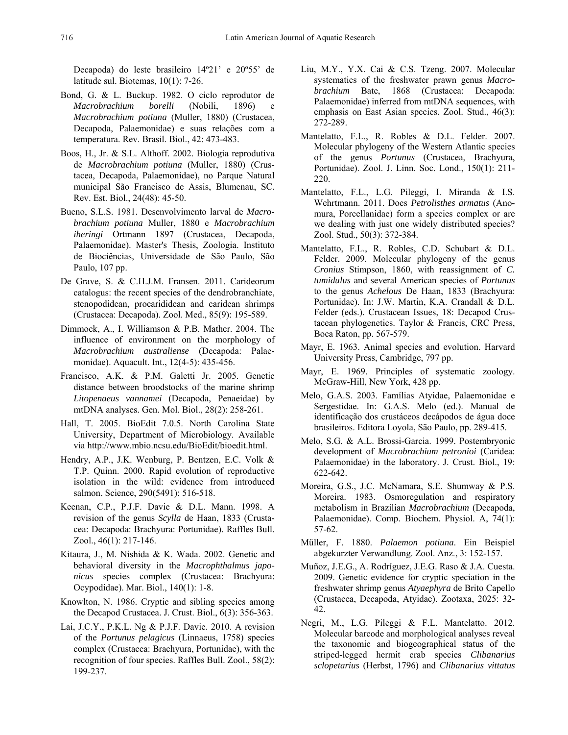Decapoda) do leste brasileiro 14º21' e 20º55' de latitude sul. Biotemas, 10(1): 7-26.

Bond, G. & L. Buckup. 1982. O ciclo reprodutor de *Macrobrachium borelli* (Nobili, 1896) e *Macrobrachium potiuna* (Muller, 1880) (Crustacea, Decapoda, Palaemonidae) e suas relações com a temperatura. Rev. Brasil. Biol., 42: 473-483.

Boos, H., Jr. & S.L. Althoff. 2002. Biologia reprodutiva de *Macrobrachium potiuna* (Muller, 1880) (Crustacea, Decapoda, Palaemonidae), no Parque Natural municipal São Francisco de Assis, Blumenau, SC. Rev. Est. Biol., 24(48): 45-50.

Bueno, S.L.S. 1981. Desenvolvimento larval de *Macrobrachium potiuna* Muller, 1880 e *Macrobrachium iheringi* Ortmann 1897 (Crustacea, Decapoda, Palaemonidae). Master's Thesis, Zoologia. Instituto de Biociências, Universidade de São Paulo, São Paulo, 107 pp.

De Grave, S. & C.H.J.M. Fransen. 2011. Carideorum catalogus: the recent species of the dendrobranchiate, stenopodidean, procarididean and caridean shrimps (Crustacea: Decapoda). Zool. Med., 85(9): 195-589.

Dimmock, A., I. Williamson & P.B. Mather. 2004. The influence of environment on the morphology of *Macrobrachium australiense* (Decapoda: Palaemonidae). Aquacult. Int., 12(4-5): 435-456.

Francisco, A.K. & P.M. Galetti Jr. 2005. Genetic distance between broodstocks of the marine shrimp *Litopenaeus vannamei* (Decapoda, Penaeidae) by mtDNA analyses. Gen. Mol. Biol., 28(2): 258-261.

Hall, T. 2005. BioEdit 7.0.5. North Carolina State University, Department of Microbiology. Available via http://www.mbio.ncsu.edu/BioEdit/bioedit.html.

Hendry, A.P., J.K. Wenburg, P. Bentzen, E.C. Volk & T.P. Quinn. 2000. Rapid evolution of reproductive isolation in the wild: evidence from introduced salmon. Science, 290(5491): 516-518.

Keenan, C.P., P.J.F. Davie & D.L. Mann. 1998. A revision of the genus *Scylla* de Haan, 1833 (Crustacea: Decapoda: Brachyura: Portunidae). Raffles Bull. Zool., 46(1): 217-146.

Kitaura, J., M. Nishida & K. Wada. 2002. Genetic and behavioral diversity in the *Macrophthalmus japonicus* species complex (Crustacea: Brachyura: Ocypodidae). Mar. Biol., 140(1): 1-8.

Knowlton, N. 1986. Cryptic and sibling species among the Decapod Crustacea. J. Crust. Biol., 6(3): 356-363.

Lai, J.C.Y., P.K.L. Ng & P.J.F. Davie. 2010. A revision of the *Portunus pelagicus* (Linnaeus, 1758) species complex (Crustacea: Brachyura, Portunidae), with the recognition of four species. Raffles Bull. Zool., 58(2): 199-237.

Liu, M.Y., Y.X. Cai & C.S. Tzeng. 2007. Molecular systematics of the freshwater prawn genus *Macrobrachium* Bate, 1868 (Crustacea: Decapoda: Palaemonidae) inferred from mtDNA sequences, with emphasis on East Asian species. Zool. Stud., 46(3): 272-289.

Mantelatto, F.L., R. Robles & D.L. Felder. 2007. Molecular phylogeny of the Western Atlantic species of the genus *Portunus* (Crustacea, Brachyura, Portunidae). Zool. J. Linn. Soc. Lond., 150(1): 211-220.

Mantelatto, F.L., L.G. Pileggi, I. Miranda & I.S. Wehrtmann. 2011. Does *Petrolisthes armatus* (Anomura, Porcellanidae) form a species complex or are we dealing with just one widely distributed species? Zool. Stud., 50(3): 372-384.

Mantelatto, F.L., R. Robles, C.D. Schubart & D.L. Felder. 2009. Molecular phylogeny of the genus *Cronius* Stimpson, 1860, with reassignment of *C. tumidulus* and several American species of *Portunus* to the genus *Achelous* De Haan, 1833 (Brachyura: Portunidae). In: J.W. Martin, K.A. Crandall & D.L. Felder (eds.). Crustacean Issues, 18: Decapod Crustacean phylogenetics. Taylor & Francis, CRC Press, Boca Raton, pp. 567-579.

Mayr, E. 1963. Animal species and evolution. Harvard University Press, Cambridge, 797 pp.

Mayr, E. 1969. Principles of systematic zoology. McGraw-Hill, New York, 428 pp.

Melo, G.A.S. 2003. Famílias Atyidae, Palaemonidae e Sergestidae. In: G.A.S. Melo (ed.). Manual de identificação dos crustáceos decápodos de água doce brasileiros. Editora Loyola, São Paulo, pp. 289-415.

Melo, S.G. & A.L. Brossi-Garcia. 1999. Postembryonic development of *Macrobrachium petronioi* (Caridea: Palaemonidae) in the laboratory. J. Crust. Biol., 19: 622-642.

Moreira, G.S., J.C. McNamara, S.E. Shumway & P.S. Moreira. 1983. Osmoregulation and respiratory metabolism in Brazilian *Macrobrachium* (Decapoda, Palaemonidae). Comp. Biochem. Physiol. A, 74(1): 57-62.

Müller, F. 1880. *Palaemon potiuna*. Ein Beispiel abgekurzter Verwandlung. Zool. Anz., 3: 152-157.

Muñoz, J.E.G., A. Rodríguez, J.E.G. Raso & J.A. Cuesta. 2009. Genetic evidence for cryptic speciation in the freshwater shrimp genus *Atyaephyra* de Brito Capello (Crustacea, Decapoda, Atyidae). Zootaxa, 2025: 32-42.

Negri, M., L.G. Pileggi & F.L. Mantelatto. 2012. Molecular barcode and morphological analyses reveal the taxonomic and biogeographical status of the striped-legged hermit crab species *Clibanarius sclopetarius* (Herbst, 1796) and *Clibanarius vittatus*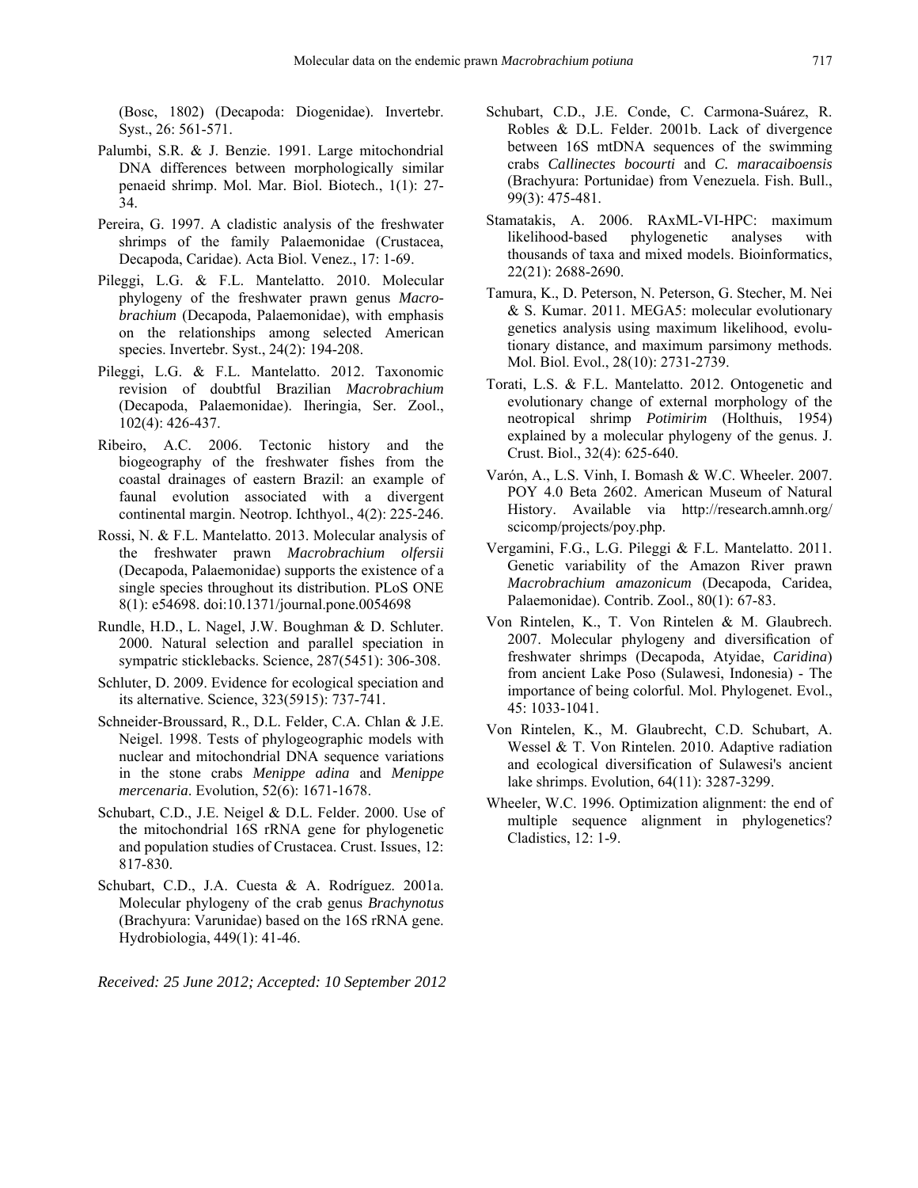(Bosc, 1802) (Decapoda: Diogenidae). Invertebr. Syst., 26: 561-571.

Palumbi, S.R. & J. Benzie. 1991. Large mitochondrial DNA differences between morphologically similar penaeid shrimp. Mol. Mar. Biol. Biotech., 1(1): 27-34.

Pereira, G. 1997. A cladistic analysis of the freshwater shrimps of the family Palaemonidae (Crustacea, Decapoda, Caridae). Acta Biol. Venez., 17: 1-69.

Pileggi, L.G. & F.L. Mantelatto. 2010. Molecular phylogeny of the freshwater prawn genus *Macrobrachium* (Decapoda, Palaemonidae), with emphasis on the relationships among selected American species. Invertebr. Syst., 24(2): 194-208.

Pileggi, L.G. & F.L. Mantelatto. 2012. Taxonomic revision of doubtful Brazilian *Macrobrachium* (Decapoda, Palaemonidae). Iheringia, Ser. Zool., 102(4): 426-437.

Ribeiro, A.C. 2006. Tectonic history and the biogeography of the freshwater fishes from the coastal drainages of eastern Brazil: an example of faunal evolution associated with a divergent continental margin. Neotrop. Ichthyol., 4(2): 225-246.

Rossi, N. & F.L. Mantelatto. 2013. Molecular analysis of the freshwater prawn *Macrobrachium olfersii* (Decapoda, Palaemonidae) supports the existence of a single species throughout its distribution. PLoS ONE 8(1): e54698. doi:10.1371/journal.pone.0054698

Rundle, H.D., L. Nagel, J.W. Boughman & D. Schluter. 2000. Natural selection and parallel speciation in sympatric sticklebacks. Science, 287(5451): 306-308.

Schluter, D. 2009. Evidence for ecological speciation and its alternative. Science, 323(5915): 737-741.

Schneider-Broussard, R., D.L. Felder, C.A. Chlan & J.E. Neigel. 1998. Tests of phylogeographic models with nuclear and mitochondrial DNA sequence variations in the stone crabs *Menippe adina* and *Menippe mercenaria*. Evolution, 52(6): 1671-1678.

Schubart, C.D., J.E. Neigel & D.L. Felder. 2000. Use of the mitochondrial 16S rRNA gene for phylogenetic and population studies of Crustacea. Crust. Issues, 12: 817-830.

Schubart, C.D., J.A. Cuesta & A. Rodríguez. 2001a. Molecular phylogeny of the crab genus *Brachynotus* (Brachyura: Varunidae) based on the 16S rRNA gene. Hydrobiologia, 449(1): 41-46.

*Received: 25 June 2012; Accepted: 10 September 2012*

Schubart, C.D., J.E. Conde, C. Carmona-Suárez, R. Robles & D.L. Felder. 2001b. Lack of divergence between 16S mtDNA sequences of the swimming crabs *Callinectes bocourti* and *C. maracaiboensis* (Brachyura: Portunidae) from Venezuela. Fish. Bull., 99(3): 475-481.

Stamatakis, A. 2006. RAxML-VI-HPC: maximum likelihood-based phylogenetic analyses with thousands of taxa and mixed models. Bioinformatics, 22(21): 2688-2690.

Tamura, K., D. Peterson, N. Peterson, G. Stecher, M. Nei & S. Kumar. 2011. MEGA5: molecular evolutionary genetics analysis using maximum likelihood, evolutionary distance, and maximum parsimony methods. Mol. Biol. Evol., 28(10): 2731-2739.

Torati, L.S. & F.L. Mantelatto. 2012. Ontogenetic and evolutionary change of external morphology of the neotropical shrimp *Potimirim* (Holthuis, 1954) explained by a molecular phylogeny of the genus. J. Crust. Biol., 32(4): 625-640.

Varón, A., L.S. Vinh, I. Bomash & W.C. Wheeler. 2007. POY 4.0 Beta 2602. American Museum of Natural History. Available via http://research.amnh.org/scicomp/projects/poy.php.

Vergamini, F.G., L.G. Pileggi & F.L. Mantelatto. 2011. Genetic variability of the Amazon River prawn *Macrobrachium amazonicum* (Decapoda, Caridea, Palaemonidae). Contrib. Zool., 80(1): 67-83.

Von Rintelen, K., T. Von Rintelen & M. Glaubrech. 2007. Molecular phylogeny and diversification of freshwater shrimps (Decapoda, Atyidae, *Caridina*) from ancient Lake Poso (Sulawesi, Indonesia) - The importance of being colorful. Mol. Phylogenet. Evol., 45: 1033-1041.

Von Rintelen, K., M. Glaubrecht, C.D. Schubart, A. Wessel & T. Von Rintelen. 2010. Adaptive radiation and ecological diversification of Sulawesi's ancient lake shrimps. Evolution, 64(11): 3287-3299.

Wheeler, W.C. 1996. Optimization alignment: the end of multiple sequence alignment in phylogenetics? Cladistics, 12: 1-9.